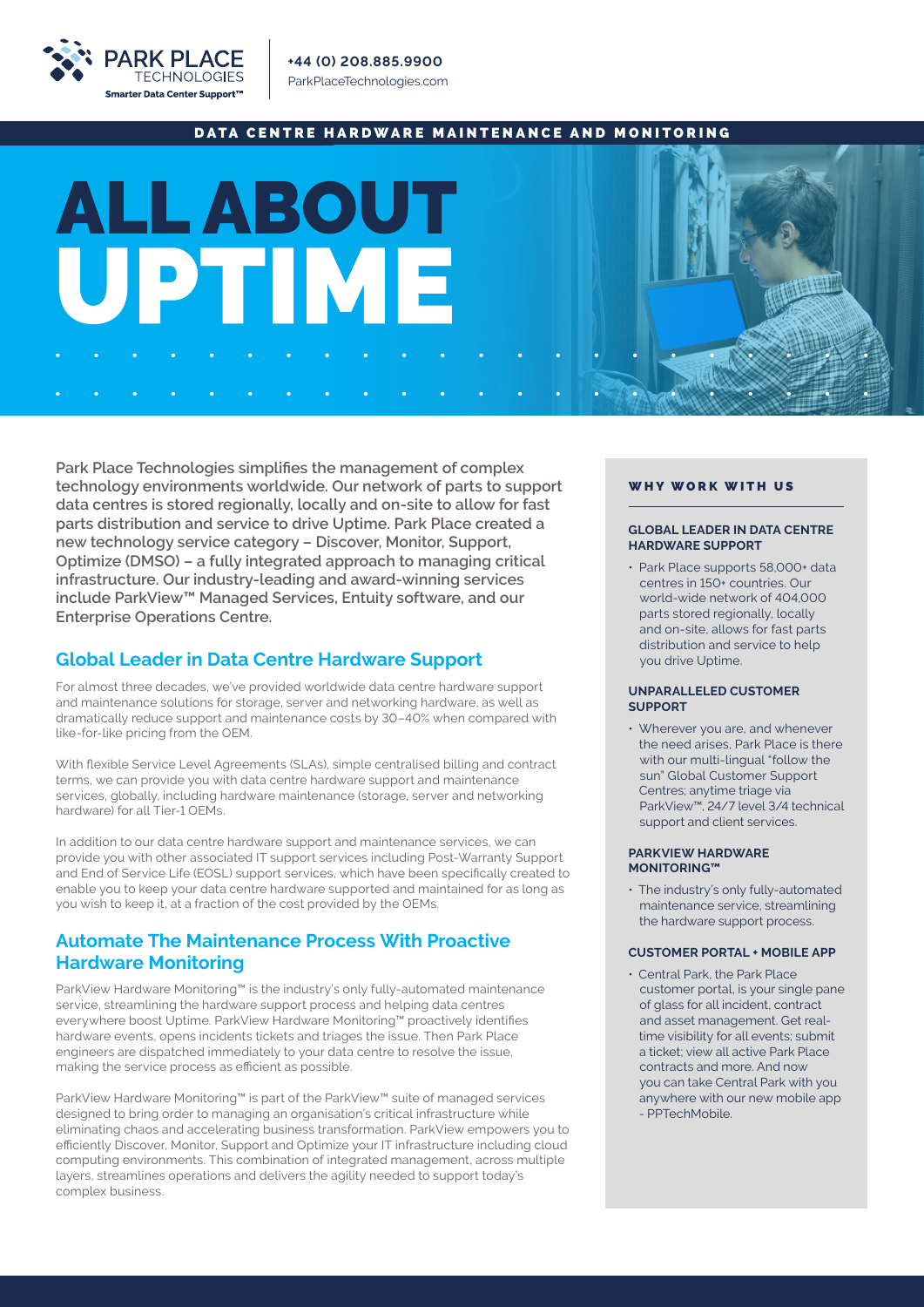**+44 (0) 208.885.9900**
ParkPlaceTechnologies.com

DATA CENTRE HARDWARE MAINTENANCE AND MONITORING

# ALL ABOUT UPTIME

**Park Place Technologies simplifies the management of complex technology environments worldwide. Our network of parts to support data centres is stored regionally, locally and on-site to allow for fast parts distribution and service to drive Uptime. Park Place created a new technology service category – Discover, Monitor, Support, Optimize (DMSO) – a fully integrated approach to managing critical infrastructure. Our industry-leading and award-winning services include ParkView™ Managed Services, Entuity software, and our Enterprise Operations Centre.**

## Global Leader in Data Centre Hardware Support

For almost three decades, we've provided worldwide data centre hardware support and maintenance solutions for storage, server and networking hardware, as well as dramatically reduce support and maintenance costs by 30–40% when compared with like-for-like pricing from the OEM.

With flexible Service Level Agreements (SLAs), simple centralised billing and contract terms, we can provide you with data centre hardware support and maintenance services, globally, including hardware maintenance (storage, server and networking hardware) for all Tier-1 OEMs.

In addition to our data centre hardware support and maintenance services, we can provide you with other associated IT support services including Post-Warranty Support and End of Service Life (EOSL) support services, which have been specifically created to enable you to keep your data centre hardware supported and maintained for as long as you wish to keep it, at a fraction of the cost provided by the OEMs.

## Automate The Maintenance Process With Proactive Hardware Monitoring

ParkView Hardware Monitoring™ is the industry's only fully-automated maintenance service, streamlining the hardware support process and helping data centres everywhere boost Uptime. ParkView Hardware Monitoring™ proactively identifies hardware events, opens incidents tickets and triages the issue. Then Park Place engineers are dispatched immediately to your data centre to resolve the issue, making the service process as efficient as possible.

ParkView Hardware Monitoring™ is part of the ParkView™ suite of managed services designed to bring order to managing an organisation's critical infrastructure while eliminating chaos and accelerating business transformation. ParkView empowers you to efficiently Discover, Monitor, Support and Optimize your IT infrastructure including cloud computing environments. This combination of integrated management, across multiple layers, streamlines operations and delivers the agility needed to support today's complex business.

### WHY WORK WITH US

**GLOBAL LEADER IN DATA CENTRE HARDWARE SUPPORT**

- Park Place supports 58,000+ data centres in 150+ countries. Our world-wide network of 404,000 parts stored regionally, locally and on-site, allows for fast parts distribution and service to help you drive Uptime.

**UNPARALLELED CUSTOMER SUPPORT**

- Wherever you are, and whenever the need arises, Park Place is there with our multi-lingual "follow the sun" Global Customer Support Centres; anytime triage via ParkView™, 24/7 level 3/4 technical support and client services.

**PARKVIEW HARDWARE MONITORING™**

- The industry's only fully-automated maintenance service, streamlining the hardware support process.

**CUSTOMER PORTAL + MOBILE APP**

- Central Park, the Park Place customer portal, is your single pane of glass for all incident, contract and asset management. Get real-time visibility for all events; submit a ticket; view all active Park Place contracts and more. And now you can take Central Park with you anywhere with our new mobile app - PPTechMobile.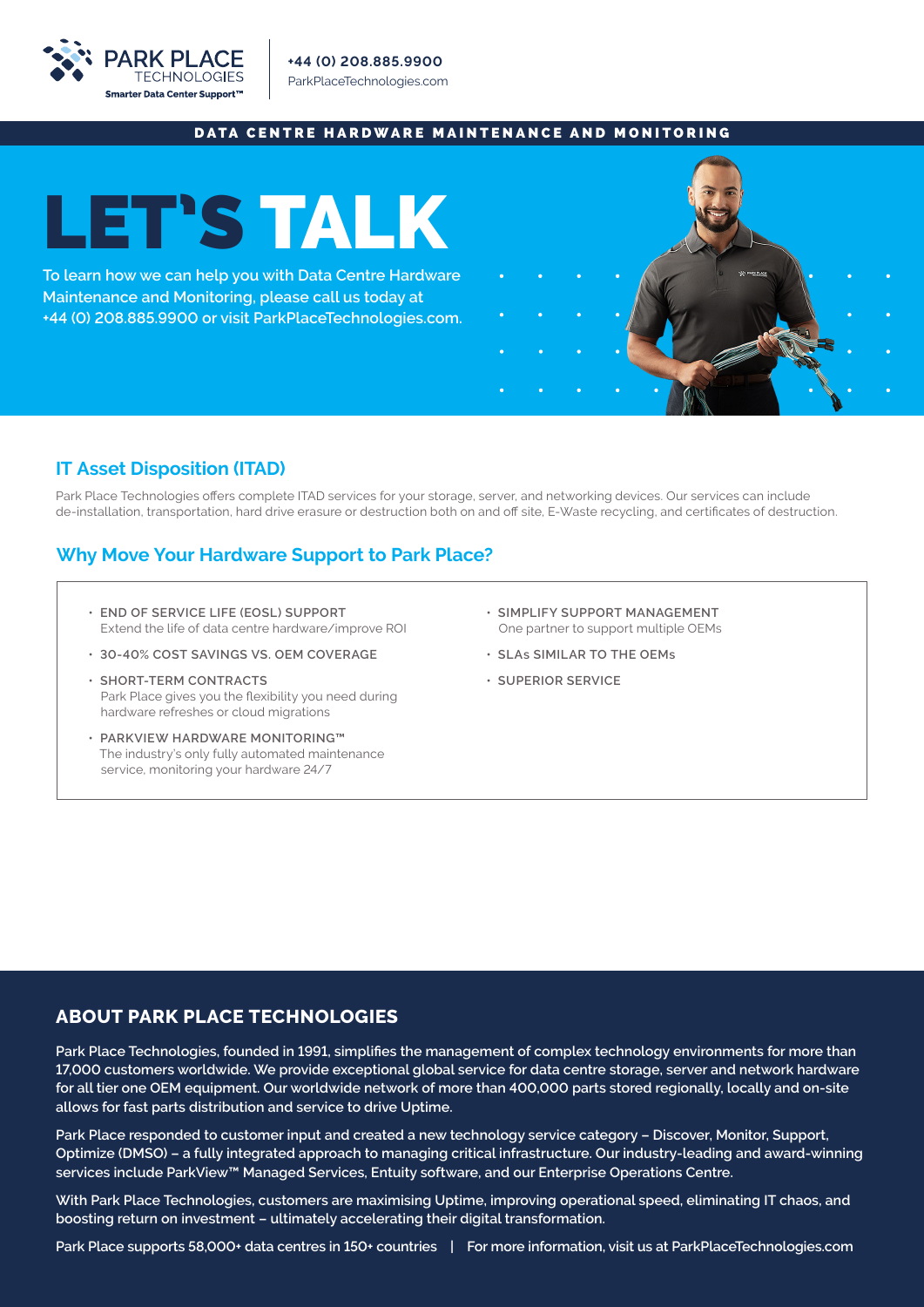PARK PLACE TECHNOLOGIES
Smarter Data Center Support™

+44 (0) 208.885.9900
ParkPlaceTechnologies.com

DATA CENTRE HARDWARE MAINTENANCE AND MONITORING

# LET'S TALK

To learn how we can help you with Data Centre Hardware Maintenance and Monitoring, please call us today at +44 (0) 208.885.9900 or visit ParkPlaceTechnologies.com.

## IT Asset Disposition (ITAD)

Park Place Technologies offers complete ITAD services for your storage, server, and networking devices. Our services can include de-installation, transportation, hard drive erasure or destruction both on and off site, E-Waste recycling, and certificates of destruction.

## Why Move Your Hardware Support to Park Place?

- END OF SERVICE LIFE (EOSL) SUPPORT
  Extend the life of data centre hardware/improve ROI
- 30-40% COST SAVINGS VS. OEM COVERAGE
- SHORT-TERM CONTRACTS
  Park Place gives you the flexibility you need during hardware refreshes or cloud migrations
- PARKVIEW HARDWARE MONITORING™
  The industry's only fully automated maintenance service, monitoring your hardware 24/7
- SIMPLIFY SUPPORT MANAGEMENT
  One partner to support multiple OEMs
- SLAs SIMILAR TO THE OEMs
- SUPERIOR SERVICE

## ABOUT PARK PLACE TECHNOLOGIES

Park Place Technologies, founded in 1991, simplifies the management of complex technology environments for more than 17,000 customers worldwide. We provide exceptional global service for data centre storage, server and network hardware for all tier one OEM equipment. Our worldwide network of more than 400,000 parts stored regionally, locally and on-site allows for fast parts distribution and service to drive Uptime.

Park Place responded to customer input and created a new technology service category – Discover, Monitor, Support, Optimize (DMSO) – a fully integrated approach to managing critical infrastructure. Our industry-leading and award-winning services include ParkView™ Managed Services, Entuity software, and our Enterprise Operations Centre.

With Park Place Technologies, customers are maximising Uptime, improving operational speed, eliminating IT chaos, and boosting return on investment – ultimately accelerating their digital transformation.

Park Place supports 58,000+ data centres in 150+ countries | For more information, visit us at ParkPlaceTechnologies.com